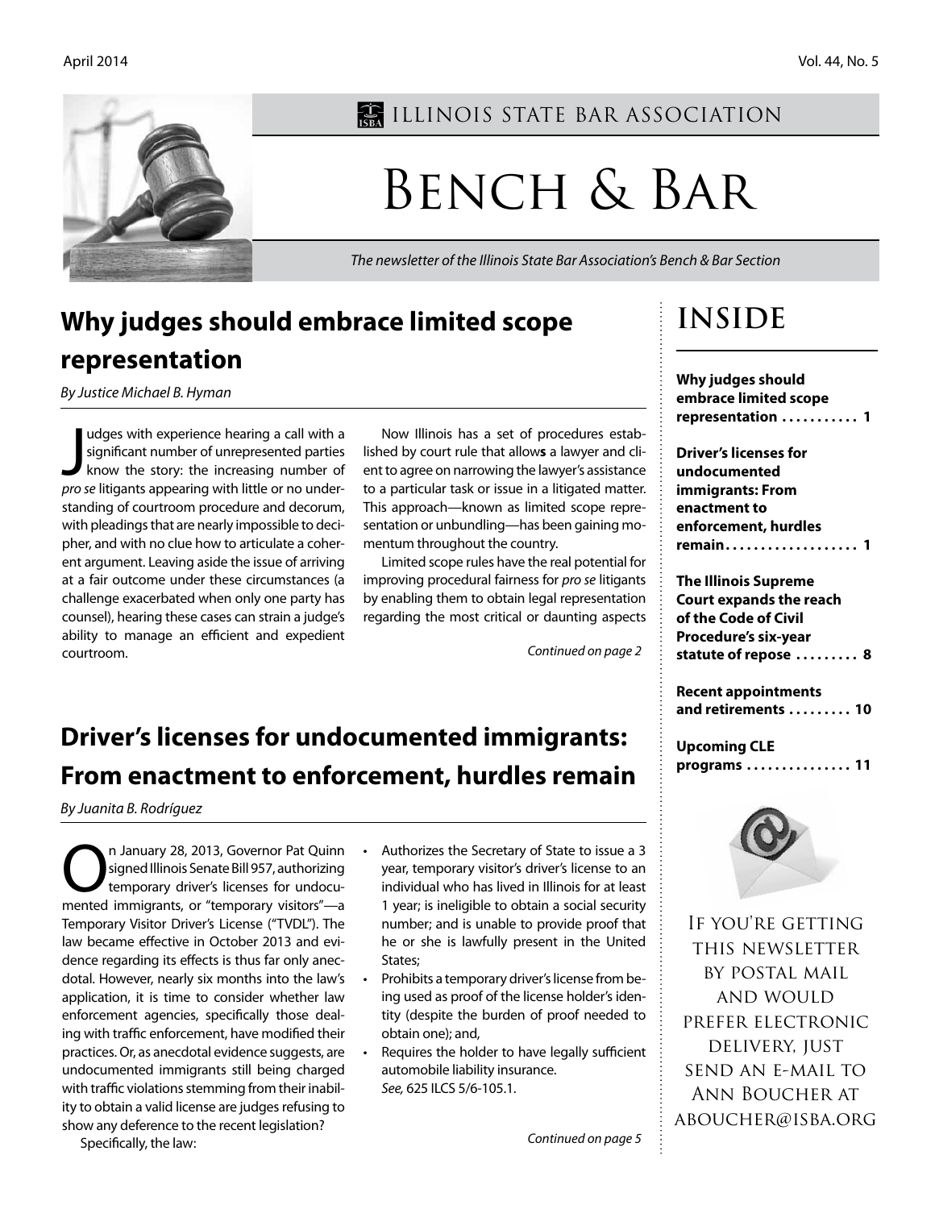# Illinois State Bar Association

# Bench & Bar

*The newsletter of the Illinois State Bar Association's Bench & Bar Section*

## Why judges should embrace limited scope representation

*By Justice Michael B. Hyman*

Judges with experience hearing a call with a significant number of unrepresented parties know the story: the increasing number of *pro se* litigants appearing with little or no understanding of courtroom procedure and decorum, with pleadings that are nearly impossible to decipher, and with no clue how to articulate a coherent argument. Leaving aside the issue of arriving at a fair outcome under these circumstances (a challenge exacerbated when only one party has counsel), hearing these cases can strain a judge's ability to manage an efficient and expedient courtroom.

Now Illinois has a set of procedures established by court rule that allow**s** a lawyer and client to agree on narrowing the lawyer's assistance to a particular task or issue in a litigated matter. This approach—known as limited scope representation or unbundling—has been gaining momentum throughout the country.

Limited scope rules have the real potential for improving procedural fairness for *pro se* litigants by enabling them to obtain legal representation regarding the most critical or daunting aspects

*Continued on page 2*

## Driver's licenses for undocumented immigrants: From enactment to enforcement, hurdles remain

*By Juanita B. Rodríguez*

On January 28, 2013, Governor Pat Quinn signed Illinois Senate Bill 957, authorizing temporary driver's licenses for undocumented immigrants, or "temporary visitors"—a Temporary Visitor Driver's License ("TVDL"). The law became effective in October 2013 and evidence regarding its effects is thus far only anecdotal. However, nearly six months into the law's application, it is time to consider whether law enforcement agencies, specifically those dealing with traffic enforcement, have modified their practices. Or, as anecdotal evidence suggests, are undocumented immigrants still being charged with traffic violations stemming from their inability to obtain a valid license are judges refusing to show any deference to the recent legislation?

Specifically, the law:

- Authorizes the Secretary of State to issue a 3 year, temporary visitor's driver's license to an individual who has lived in Illinois for at least 1 year; is ineligible to obtain a social security number; and is unable to provide proof that he or she is lawfully present in the United States;
- Prohibits a temporary driver's license from being used as proof of the license holder's identity (despite the burden of proof needed to obtain one); and,
- Requires the holder to have legally sufficient automobile liability insurance.

*See,* 625 ILCS 5/6-105.1.

*Continued on page 5*

## Inside

**Why judges should embrace limited scope representation . . . . . . . . . . . 1**

**Driver's licenses for undocumented immigrants: From enactment to enforcement, hurdles remain. . . . . . . . . . . . . . . . . . 1**

**The Illinois Supreme Court expands the reach of the Code of Civil Procedure's six-year statute of repose . . . . . . . . . 8**

**Recent appointments and retirements . . . . . . . . . 10**

**Upcoming CLE programs . . . . . . . . . . . . . . . 11**

If you're getting this newsletter by postal mail and would prefer electronic delivery, just send an e-mail to Ann Boucher at aboucher@isba.org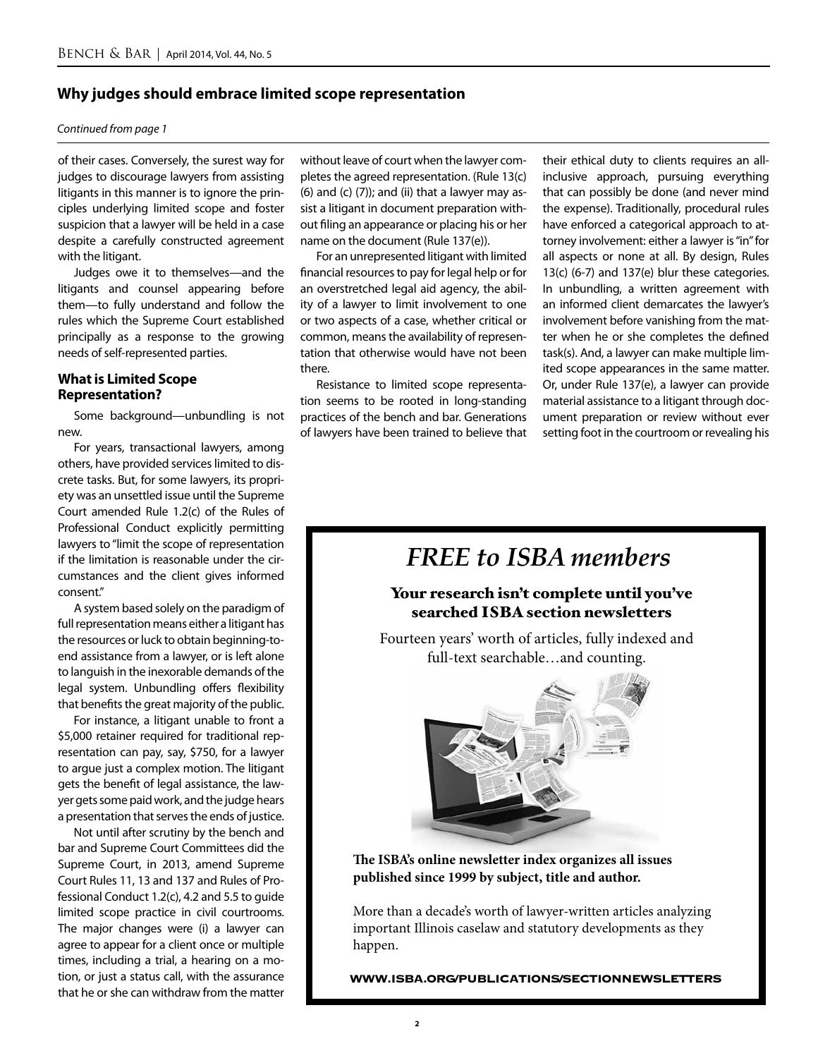## Why judges should embrace limited scope representation

*Continued from page 1*

of their cases. Conversely, the surest way for judges to discourage lawyers from assisting litigants in this manner is to ignore the principles underlying limited scope and foster suspicion that a lawyer will be held in a case despite a carefully constructed agreement with the litigant.

Judges owe it to themselves—and the litigants and counsel appearing before them—to fully understand and follow the rules which the Supreme Court established principally as a response to the growing needs of self-represented parties.

### What is Limited Scope Representation?

Some background—unbundling is not new.

For years, transactional lawyers, among others, have provided services limited to discrete tasks. But, for some lawyers, its propriety was an unsettled issue until the Supreme Court amended Rule 1.2(c) of the Rules of Professional Conduct explicitly permitting lawyers to "limit the scope of representation if the limitation is reasonable under the circumstances and the client gives informed consent."

A system based solely on the paradigm of full representation means either a litigant has the resources or luck to obtain beginning-to-end assistance from a lawyer, or is left alone to languish in the inexorable demands of the legal system. Unbundling offers flexibility that benefits the great majority of the public.

For instance, a litigant unable to front a $5,000 retainer required for traditional representation can pay, say, $750, for a lawyer to argue just a complex motion. The litigant gets the benefit of legal assistance, the lawyer gets some paid work, and the judge hears a presentation that serves the ends of justice.

Not until after scrutiny by the bench and bar and Supreme Court Committees did the Supreme Court, in 2013, amend Supreme Court Rules 11, 13 and 137 and Rules of Professional Conduct 1.2(c), 4.2 and 5.5 to guide limited scope practice in civil courtrooms. The major changes were (i) a lawyer can agree to appear for a client once or multiple times, including a trial, a hearing on a motion, or just a status call, with the assurance that he or she can withdraw from the matter without leave of court when the lawyer completes the agreed representation. (Rule 13(c)(6) and (c)(7)); and (ii) that a lawyer may assist a litigant in document preparation without filing an appearance or placing his or her name on the document (Rule 137(e)).

For an unrepresented litigant with limited financial resources to pay for legal help or for an overstretched legal aid agency, the ability of a lawyer to limit involvement to one or two aspects of a case, whether critical or common, means the availability of representation that otherwise would have not been there.

Resistance to limited scope representation seems to be rooted in long-standing practices of the bench and bar. Generations of lawyers have been trained to believe that their ethical duty to clients requires an all-inclusive approach, pursuing everything that can possibly be done (and never mind the expense). Traditionally, procedural rules have enforced a categorical approach to attorney involvement: either a lawyer is "in" for all aspects or none at all. By design, Rules 13(c) (6-7) and 137(e) blur these categories. In unbundling, a written agreement with an informed client demarcates the lawyer's involvement before vanishing from the matter when he or she completes the defined task(s). And, a lawyer can make multiple limited scope appearances in the same matter. Or, under Rule 137(e), a lawyer can provide material assistance to a litigant through document preparation or review without ever setting foot in the courtroom or revealing his

---

## *FREE to ISBA members*

**Your research isn't complete until you've searched ISBA section newsletters**

Fourteen years' worth of articles, fully indexed and full-text searchable…and counting.

**The ISBA's online newsletter index organizes all issues published since 1999 by subject, title and author.**

More than a decade's worth of lawyer-written articles analyzing important Illinois caselaw and statutory developments as they happen.

**WWW.ISBA.ORG/PUBLICATIONS/SECTIONNEWSLETTERS**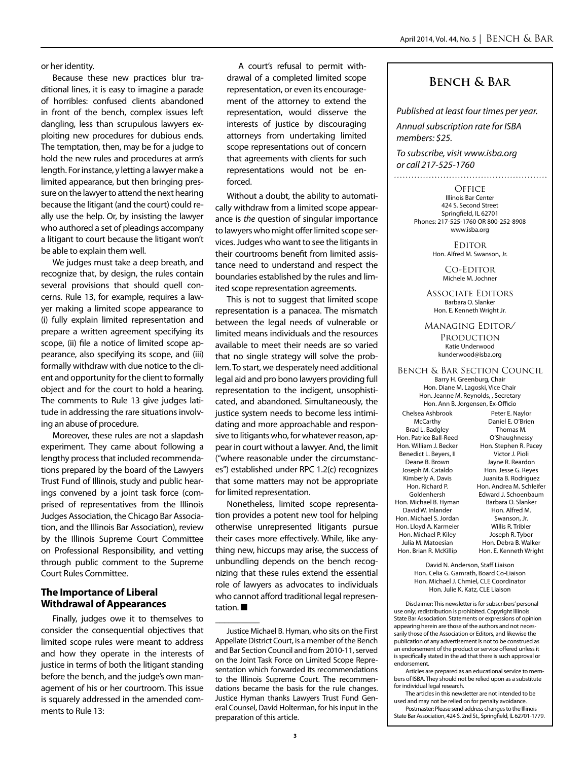or her identity.

Because these new practices blur traditional lines, it is easy to imagine a parade of horribles: confused clients abandoned in front of the bench, complex issues left dangling, less than scrupulous lawyers exploiting new procedures for dubious ends. The temptation, then, may be for a judge to hold the new rules and procedures at arm's length. For instance, y letting a lawyer make a limited appearance, but then bringing pressure on the lawyer to attend the next hearing because the litigant (and the court) could really use the help. Or, by insisting the lawyer who authored a set of pleadings accompany a litigant to court because the litigant won't be able to explain them well.

We judges must take a deep breath, and recognize that, by design, the rules contain several provisions that should quell concerns. Rule 13, for example, requires a lawyer making a limited scope appearance to (i) fully explain limited representation and prepare a written agreement specifying its scope, (ii) file a notice of limited scope appearance, also specifying its scope, and (iii) formally withdraw with due notice to the client and opportunity for the client to formally object and for the court to hold a hearing. The comments to Rule 13 give judges latitude in addressing the rare situations involving an abuse of procedure.

Moreover, these rules are not a slapdash experiment. They came about following a lengthy process that included recommendations prepared by the board of the Lawyers Trust Fund of Illinois, study and public hearings convened by a joint task force (comprised of representatives from the Illinois Judges Association, the Chicago Bar Association, and the Illinois Bar Association), review by the Illinois Supreme Court Committee on Professional Responsibility, and vetting through public comment to the Supreme Court Rules Committee.

### The Importance of Liberal Withdrawal of Appearances

Finally, judges owe it to themselves to consider the consequential objectives that limited scope rules were meant to address and how they operate in the interests of justice in terms of both the litigant standing before the bench, and the judge's own management of his or her courtroom. This issue is squarely addressed in the amended comments to Rule 13:

> A court's refusal to permit withdrawal of a completed limited scope representation, or even its encouragement of the attorney to extend the representation, would disserve the interests of justice by discouraging attorneys from undertaking limited scope representations out of concern that agreements with clients for such representations would not be enforced.

Without a doubt, the ability to automatically withdraw from a limited scope appearance is *the* question of singular importance to lawyers who might offer limited scope services. Judges who want to see the litigants in their courtrooms benefit from limited assistance need to understand and respect the boundaries established by the rules and limited scope representation agreements.

This is not to suggest that limited scope representation is a panacea. The mismatch between the legal needs of vulnerable or limited means individuals and the resources available to meet their needs are so varied that no single strategy will solve the problem. To start, we desperately need additional legal aid and pro bono lawyers providing full representation to the indigent, unsophisticated, and abandoned. Simultaneously, the justice system needs to become less intimidating and more approachable and responsive to litigants who, for whatever reason, appear in court without a lawyer. And, the limit ("where reasonable under the circumstances") established under RPC 1.2(c) recognizes that some matters may not be appropriate for limited representation.

Nonetheless, limited scope representation provides a potent new tool for helping otherwise unrepresented litigants pursue their cases more effectively. While, like anything new, hiccups may arise, the success of unbundling depends on the bench recognizing that these rules extend the essential role of lawyers as advocates to individuals who cannot afford traditional legal representation. ■

---

Justice Michael B. Hyman, who sits on the First Appellate District Court, is a member of the Bench and Bar Section Council and from 2010-11, served on the Joint Task Force on Limited Scope Representation which forwarded its recommendations to the Illinois Supreme Court. The recommendations became the basis for the rule changes. Justice Hyman thanks Lawyers Trust Fund General Counsel, David Holterman, for his input in the preparation of this article.

---

## Bench & Bar

*Published at least four times per year.*

*Annual subscription rate for ISBA members: $25.*

*To subscribe, visit www.isba.org or call 217-525-1760*

**Office**
Illinois Bar Center
424 S. Second Street
Springfield, IL 62701
Phones: 217-525-1760 OR 800-252-8908
www.isba.org

**Editor**
Hon. Alfred M. Swanson, Jr.

**Co-Editor**
Michele M. Jochner

**Associate Editors**
Barbara O. Slanker
Hon. E. Kenneth Wright Jr.

**Managing Editor/ Production**
Katie Underwood
kunderwood@isba.org

**Bench & Bar Section Council**
Barry H. Greenburg, Chair
Hon. Diane M. Lagoski, Vice Chair
Hon. Jeanne M. Reynolds, , Secretary
Hon. Ann B. Jorgensen, Ex-Officio

Chelsea Ashbrook McCarthy
Brad L. Badgley
Hon. Patrice Ball-Reed
Hon. William J. Becker
Benedict L. Beyers, II
Deane B. Brown
Joseph M. Cataldo
Kimberly A. Davis
Hon. Richard P. Goldenhersh
Hon. Michael B. Hyman
David W. Inlander
Hon. Michael S. Jordan
Hon. Lloyd A. Karmeier
Hon. Michael P. Kiley
Julia M. Matoesian
Hon. Brian R. McKillip
Peter E. Naylor
Daniel E. O'Brien
Thomas M. O'Shaughnessy
Hon. Stephen R. Pacey
Victor J. Pioli
Jayne R. Reardon
Hon. Jesse G. Reyes
Juanita B. Rodriguez
Hon. Andrea M. Schleifer
Edward J. Schoenbaum
Barbara O. Slanker
Hon. Alfred M. Swanson, Jr.
Willis R. Tribler
Joseph R. Tybor
Hon. Debra B. Walker
Hon. E. Kenneth Wright

David N. Anderson, Staff Liaison
Hon. Celia G. Gamrath, Board Co-Liaison
Hon. Michael J. Chmiel, CLE Coordinator
Hon. Julie K. Katz, CLE Liaison

Disclaimer: This newsletter is for subscribers' personal use only; redistribution is prohibited. Copyright Illinois State Bar Association. Statements or expressions of opinion appearing herein are those of the authors and not necessarily those of the Association or Editors, and likewise the publication of any advertisement is not to be construed as an endorsement of the product or service offered unless it is specifically stated in the ad that there is such approval or endorsement.

Articles are prepared as an educational service to members of ISBA. They should not be relied upon as a substitute for individual legal research.

The articles in this newsletter are not intended to be used and may not be relied on for penalty avoidance.

Postmaster: Please send address changes to the Illinois State Bar Association, 424 S. 2nd St., Springfield, IL 62701-1779.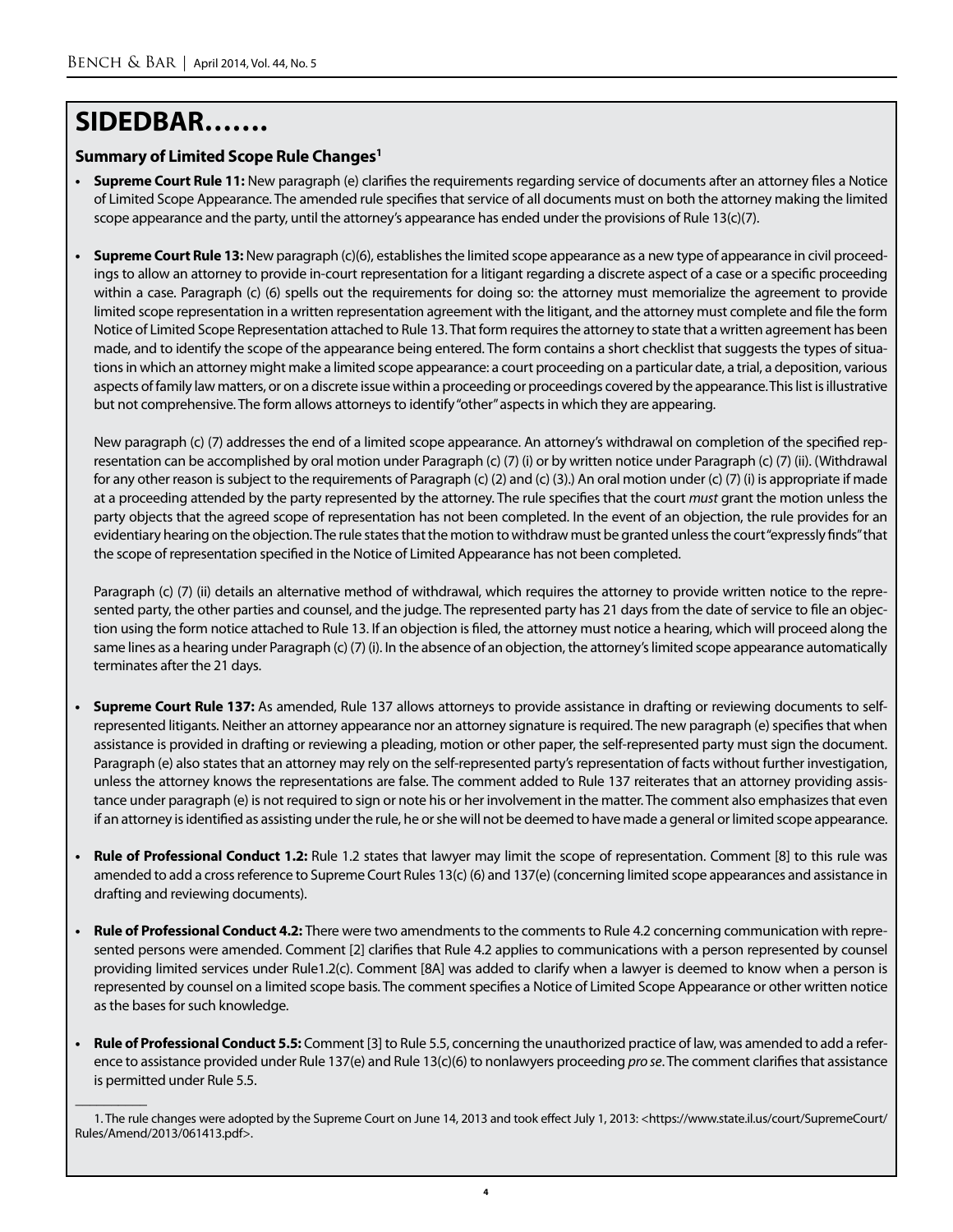# SIDEDBAR…….

### Summary of Limited Scope Rule Changes[1]

- **Supreme Court Rule 11:** New paragraph (e) clarifies the requirements regarding service of documents after an attorney files a Notice of Limited Scope Appearance. The amended rule specifies that service of all documents must on both the attorney making the limited scope appearance and the party, until the attorney's appearance has ended under the provisions of Rule 13(c)(7).

- **Supreme Court Rule 13:** New paragraph (c)(6), establishes the limited scope appearance as a new type of appearance in civil proceedings to allow an attorney to provide in-court representation for a litigant regarding a discrete aspect of a case or a specific proceeding within a case. Paragraph (c) (6) spells out the requirements for doing so: the attorney must memorialize the agreement to provide limited scope representation in a written representation agreement with the litigant, and the attorney must complete and file the form Notice of Limited Scope Representation attached to Rule 13. That form requires the attorney to state that a written agreement has been made, and to identify the scope of the appearance being entered. The form contains a short checklist that suggests the types of situations in which an attorney might make a limited scope appearance: a court proceeding on a particular date, a trial, a deposition, various aspects of family law matters, or on a discrete issue within a proceeding or proceedings covered by the appearance. This list is illustrative but not comprehensive. The form allows attorneys to identify "other" aspects in which they are appearing.

  New paragraph (c) (7) addresses the end of a limited scope appearance. An attorney's withdrawal on completion of the specified representation can be accomplished by oral motion under Paragraph (c) (7) (i) or by written notice under Paragraph (c) (7) (ii). (Withdrawal for any other reason is subject to the requirements of Paragraph (c) (2) and (c) (3).) An oral motion under (c) (7) (i) is appropriate if made at a proceeding attended by the party represented by the attorney. The rule specifies that the court *must* grant the motion unless the party objects that the agreed scope of representation has not been completed. In the event of an objection, the rule provides for an evidentiary hearing on the objection. The rule states that the motion to withdraw must be granted unless the court "expressly finds" that the scope of representation specified in the Notice of Limited Appearance has not been completed.

  Paragraph (c) (7) (ii) details an alternative method of withdrawal, which requires the attorney to provide written notice to the represented party, the other parties and counsel, and the judge. The represented party has 21 days from the date of service to file an objection using the form notice attached to Rule 13. If an objection is filed, the attorney must notice a hearing, which will proceed along the same lines as a hearing under Paragraph (c) (7) (i). In the absence of an objection, the attorney's limited scope appearance automatically terminates after the 21 days.

- **Supreme Court Rule 137:** As amended, Rule 137 allows attorneys to provide assistance in drafting or reviewing documents to self-represented litigants. Neither an attorney appearance nor an attorney signature is required. The new paragraph (e) specifies that when assistance is provided in drafting or reviewing a pleading, motion or other paper, the self-represented party must sign the document. Paragraph (e) also states that an attorney may rely on the self-represented party's representation of facts without further investigation, unless the attorney knows the representations are false. The comment added to Rule 137 reiterates that an attorney providing assistance under paragraph (e) is not required to sign or note his or her involvement in the matter. The comment also emphasizes that even if an attorney is identified as assisting under the rule, he or she will not be deemed to have made a general or limited scope appearance.

- **Rule of Professional Conduct 1.2:** Rule 1.2 states that lawyer may limit the scope of representation. Comment [8] to this rule was amended to add a cross reference to Supreme Court Rules 13(c) (6) and 137(e) (concerning limited scope appearances and assistance in drafting and reviewing documents).

- **Rule of Professional Conduct 4.2:** There were two amendments to the comments to Rule 4.2 concerning communication with represented persons were amended. Comment [2] clarifies that Rule 4.2 applies to communications with a person represented by counsel providing limited services under Rule1.2(c). Comment [8A] was added to clarify when a lawyer is deemed to know when a person is represented by counsel on a limited scope basis. The comment specifies a Notice of Limited Scope Appearance or other written notice as the bases for such knowledge.

- **Rule of Professional Conduct 5.5:** Comment [3] to Rule 5.5, concerning the unauthorized practice of law, was amended to add a reference to assistance provided under Rule 137(e) and Rule 13(c)(6) to nonlawyers proceeding *pro se*. The comment clarifies that assistance is permitted under Rule 5.5.

---

1. The rule changes were adopted by the Supreme Court on June 14, 2013 and took effect July 1, 2013: <https://www.state.il.us/court/SupremeCourt/Rules/Amend/2013/061413.pdf>.